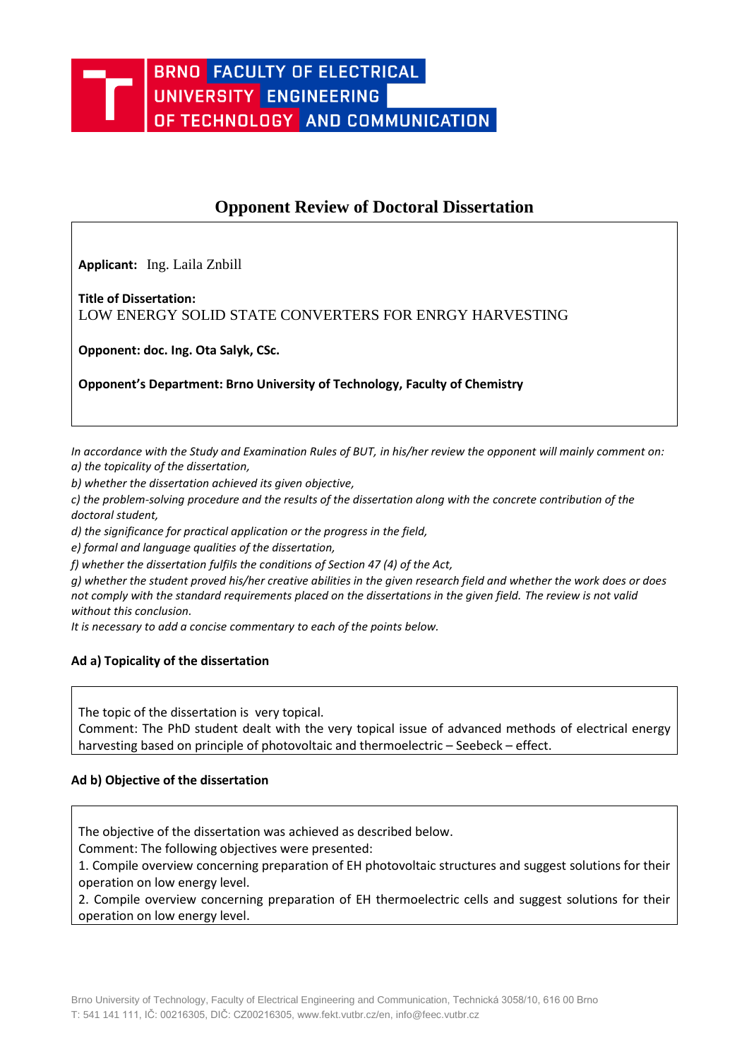BRNO UNIVERSITY OF TECHNOLOGY | FACULTY OF ELECTRICAL ENGINEERING AND COMMUNICATION

# Opponent Review of Doctoral Dissertation

**Applicant:** Ing. Laila Znbill

**Title of Dissertation:**
LOW ENERGY SOLID STATE CONVERTERS FOR ENRGY HARVESTING

**Opponent: doc. Ing. Ota Salyk, CSc.**

**Opponent's Department: Brno University of Technology, Faculty of Chemistry**

*In accordance with the Study and Examination Rules of BUT, in his/her review the opponent will mainly comment on:*
*a) the topicality of the dissertation,*
*b) whether the dissertation achieved its given objective,*
*c) the problem-solving procedure and the results of the dissertation along with the concrete contribution of the doctoral student,*
*d) the significance for practical application or the progress in the field,*
*e) formal and language qualities of the dissertation,*
*f) whether the dissertation fulfils the conditions of Section 47 (4) of the Act,*
*g) whether the student proved his/her creative abilities in the given research field and whether the work does or does not comply with the standard requirements placed on the dissertations in the given field. The review is not valid without this conclusion.*
*It is necessary to add a concise commentary to each of the points below.*

### Ad a) Topicality of the dissertation

The topic of the dissertation is very topical.
Comment: The PhD student dealt with the very topical issue of advanced methods of electrical energy harvesting based on principle of photovoltaic and thermoelectric – Seebeck – effect.

### Ad b) Objective of the dissertation

The objective of the dissertation was achieved as described below.
Comment: The following objectives were presented:
1. Compile overview concerning preparation of EH photovoltaic structures and suggest solutions for their operation on low energy level.
2. Compile overview concerning preparation of EH thermoelectric cells and suggest solutions for their operation on low energy level.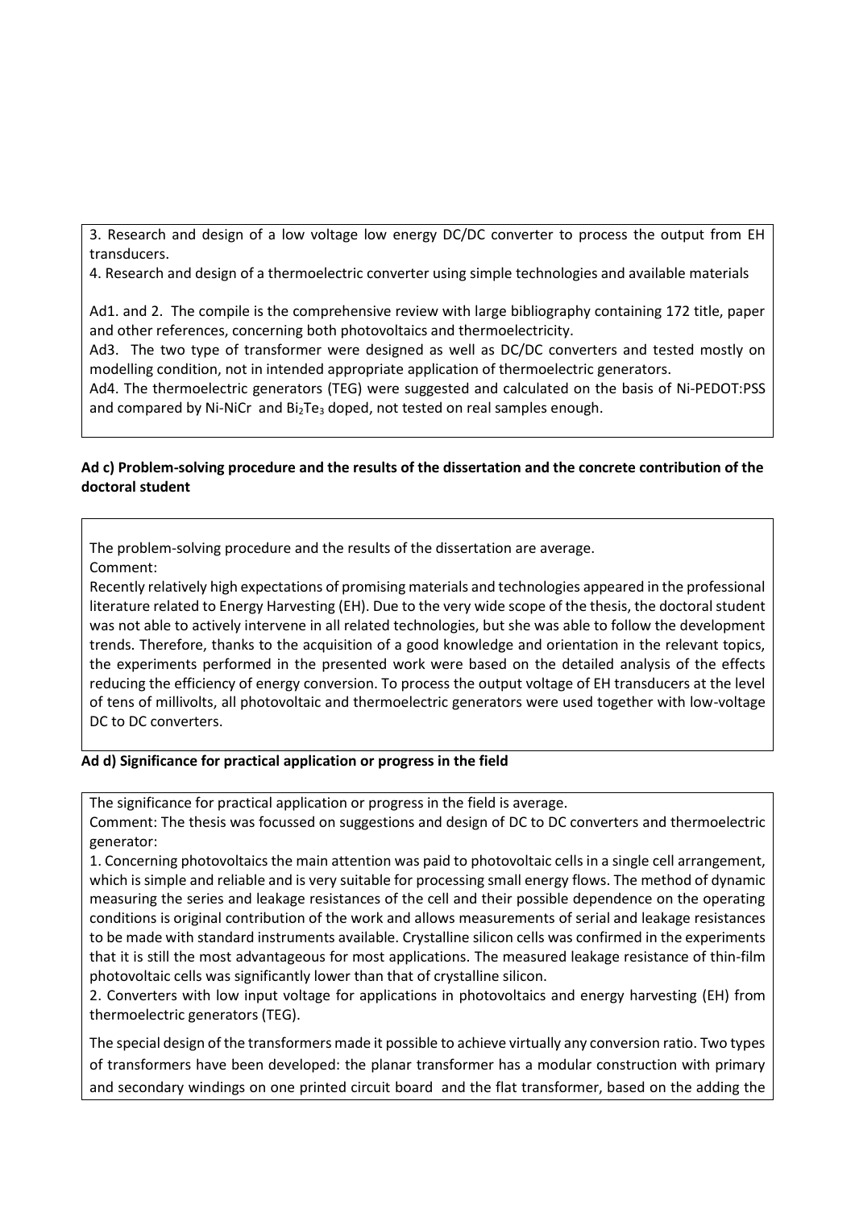3. Research and design of a low voltage low energy DC/DC converter to process the output from EH transducers.

4. Research and design of a thermoelectric converter using simple technologies and available materials

Ad1. and 2. The compile is the comprehensive review with large bibliography containing 172 title, paper and other references, concerning both photovoltaics and thermoelectricity.

Ad3. The two type of transformer were designed as well as DC/DC converters and tested mostly on modelling condition, not in intended appropriate application of thermoelectric generators.

Ad4. The thermoelectric generators (TEG) were suggested and calculated on the basis of Ni-PEDOT:PSS and compared by Ni-NiCr and $Bi_2Te_3$ doped, not tested on real samples enough.

**Ad c) Problem-solving procedure and the results of the dissertation and the concrete contribution of the doctoral student**

The problem-solving procedure and the results of the dissertation are average.

Comment:

Recently relatively high expectations of promising materials and technologies appeared in the professional literature related to Energy Harvesting (EH). Due to the very wide scope of the thesis, the doctoral student was not able to actively intervene in all related technologies, but she was able to follow the development trends. Therefore, thanks to the acquisition of a good knowledge and orientation in the relevant topics, the experiments performed in the presented work were based on the detailed analysis of the effects reducing the efficiency of energy conversion. To process the output voltage of EH transducers at the level of tens of millivolts, all photovoltaic and thermoelectric generators were used together with low-voltage DC to DC converters.

**Ad d) Significance for practical application or progress in the field**

The significance for practical application or progress in the field is average.

Comment: The thesis was focussed on suggestions and design of DC to DC converters and thermoelectric generator:

1. Concerning photovoltaics the main attention was paid to photovoltaic cells in a single cell arrangement, which is simple and reliable and is very suitable for processing small energy flows. The method of dynamic measuring the series and leakage resistances of the cell and their possible dependence on the operating conditions is original contribution of the work and allows measurements of serial and leakage resistances to be made with standard instruments available. Crystalline silicon cells was confirmed in the experiments that it is still the most advantageous for most applications. The measured leakage resistance of thin-film photovoltaic cells was significantly lower than that of crystalline silicon.

2. Converters with low input voltage for applications in photovoltaics and energy harvesting (EH) from thermoelectric generators (TEG).

The special design of the transformers made it possible to achieve virtually any conversion ratio. Two types of transformers have been developed: the planar transformer has a modular construction with primary and secondary windings on one printed circuit board and the flat transformer, based on the adding the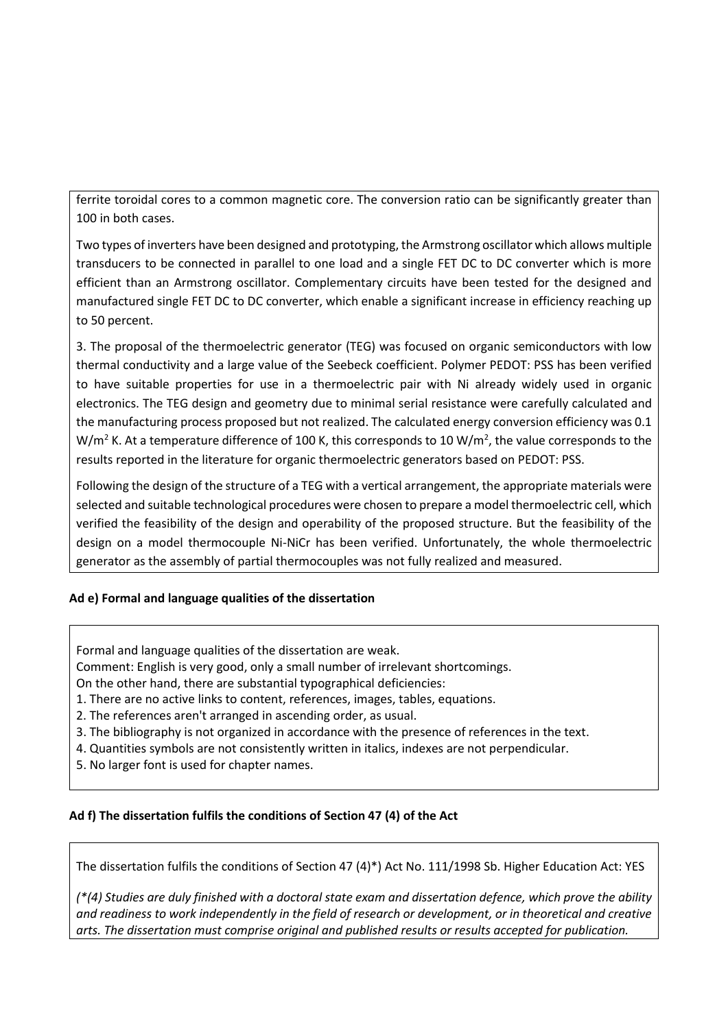ferrite toroidal cores to a common magnetic core. The conversion ratio can be significantly greater than 100 in both cases.

Two types of inverters have been designed and prototyping, the Armstrong oscillator which allows multiple transducers to be connected in parallel to one load and a single FET DC to DC converter which is more efficient than an Armstrong oscillator. Complementary circuits have been tested for the designed and manufactured single FET DC to DC converter, which enable a significant increase in efficiency reaching up to 50 percent.

3. The proposal of the thermoelectric generator (TEG) was focused on organic semiconductors with low thermal conductivity and a large value of the Seebeck coefficient. Polymer PEDOT: PSS has been verified to have suitable properties for use in a thermoelectric pair with Ni already widely used in organic electronics. The TEG design and geometry due to minimal serial resistance were carefully calculated and the manufacturing process proposed but not realized. The calculated energy conversion efficiency was 0.1 $W/m^2$ K. At a temperature difference of 100 K, this corresponds to 10 $W/m^2$, the value corresponds to the results reported in the literature for organic thermoelectric generators based on PEDOT: PSS.

Following the design of the structure of a TEG with a vertical arrangement, the appropriate materials were selected and suitable technological procedures were chosen to prepare a model thermoelectric cell, which verified the feasibility of the design and operability of the proposed structure. But the feasibility of the design on a model thermocouple Ni-NiCr has been verified. Unfortunately, the whole thermoelectric generator as the assembly of partial thermocouples was not fully realized and measured.

**Ad e) Formal and language qualities of the dissertation**

Formal and language qualities of the dissertation are weak.
Comment: English is very good, only a small number of irrelevant shortcomings.
On the other hand, there are substantial typographical deficiencies:
1. There are no active links to content, references, images, tables, equations.
2. The references aren't arranged in ascending order, as usual.
3. The bibliography is not organized in accordance with the presence of references in the text.
4. Quantities symbols are not consistently written in italics, indexes are not perpendicular.
5. No larger font is used for chapter names.

**Ad f) The dissertation fulfils the conditions of Section 47 (4) of the Act**

The dissertation fulfils the conditions of Section 47 (4)*) Act No. 111/1998 Sb. Higher Education Act: YES

*(*(4) Studies are duly finished with a doctoral state exam and dissertation defence, which prove the ability and readiness to work independently in the field of research or development, or in theoretical and creative arts. The dissertation must comprise original and published results or results accepted for publication.*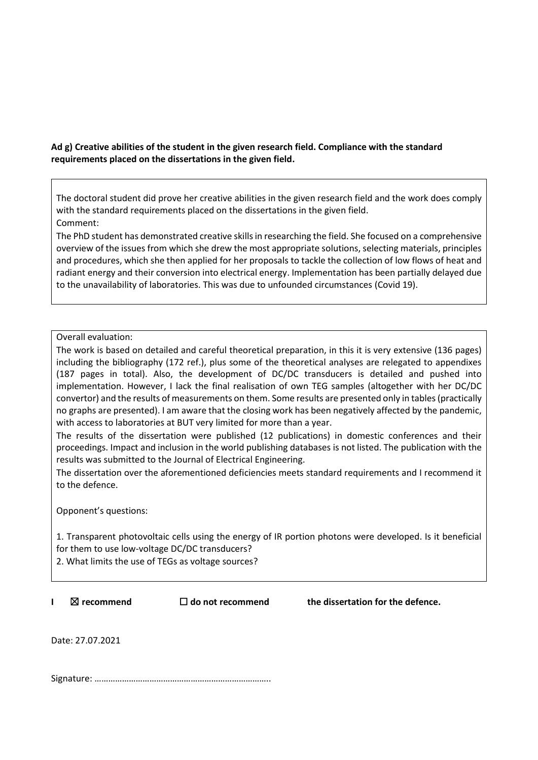**Ad g) Creative abilities of the student in the given research field. Compliance with the standard requirements placed on the dissertations in the given field.**

The doctoral student did prove her creative abilities in the given research field and the work does comply with the standard requirements placed on the dissertations in the given field.

Comment:

The PhD student has demonstrated creative skills in researching the field. She focused on a comprehensive overview of the issues from which she drew the most appropriate solutions, selecting materials, principles and procedures, which she then applied for her proposals to tackle the collection of low flows of heat and radiant energy and their conversion into electrical energy. Implementation has been partially delayed due to the unavailability of laboratories. This was due to unfounded circumstances (Covid 19).

Overall evaluation:

The work is based on detailed and careful theoretical preparation, in this it is very extensive (136 pages) including the bibliography (172 ref.), plus some of the theoretical analyses are relegated to appendixes (187 pages in total). Also, the development of DC/DC transducers is detailed and pushed into implementation. However, I lack the final realisation of own TEG samples (altogether with her DC/DC convertor) and the results of measurements on them. Some results are presented only in tables (practically no graphs are presented). I am aware that the closing work has been negatively affected by the pandemic, with access to laboratories at BUT very limited for more than a year.

The results of the dissertation were published (12 publications) in domestic conferences and their proceedings. Impact and inclusion in the world publishing databases is not listed. The publication with the results was submitted to the Journal of Electrical Engineering.

The dissertation over the aforementioned deficiencies meets standard requirements and I recommend it to the defence.

Opponent's questions:

1. Transparent photovoltaic cells using the energy of IR portion photons were developed. Is it beneficial for them to use low-voltage DC/DC transducers?
2. What limits the use of TEGs as voltage sources?

**I ☒ recommend ☐ do not recommend the dissertation for the defence.**

Date: 27.07.2021

Signature: …………………………………………………………………..